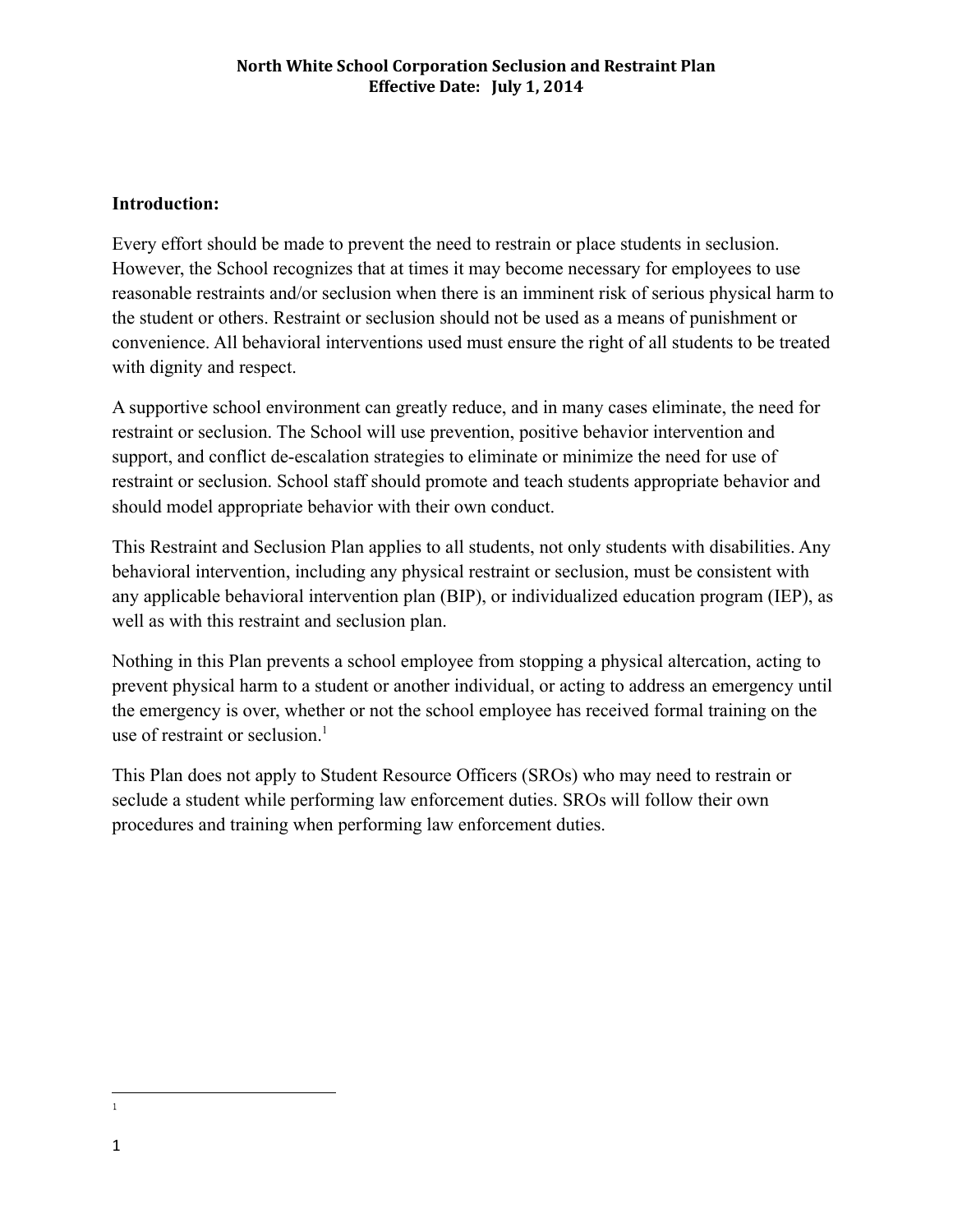# North White School Corporation Seclusion and Restraint Plan
**Effective Date: July 1, 2014**

## Introduction:

Every effort should be made to prevent the need to restrain or place students in seclusion. However, the School recognizes that at times it may become necessary for employees to use reasonable restraints and/or seclusion when there is an imminent risk of serious physical harm to the student or others. Restraint or seclusion should not be used as a means of punishment or convenience. All behavioral interventions used must ensure the right of all students to be treated with dignity and respect.

A supportive school environment can greatly reduce, and in many cases eliminate, the need for restraint or seclusion. The School will use prevention, positive behavior intervention and support, and conflict de-escalation strategies to eliminate or minimize the need for use of restraint or seclusion. School staff should promote and teach students appropriate behavior and should model appropriate behavior with their own conduct.

This Restraint and Seclusion Plan applies to all students, not only students with disabilities. Any behavioral intervention, including any physical restraint or seclusion, must be consistent with any applicable behavioral intervention plan (BIP), or individualized education program (IEP), as well as with this restraint and seclusion plan.

Nothing in this Plan prevents a school employee from stopping a physical altercation, acting to prevent physical harm to a student or another individual, or acting to address an emergency until the emergency is over, whether or not the school employee has received formal training on the use of restraint or seclusion.[1]

This Plan does not apply to Student Resource Officers (SROs) who may need to restrain or seclude a student while performing law enforcement duties. SROs will follow their own procedures and training when performing law enforcement duties.

---

[1]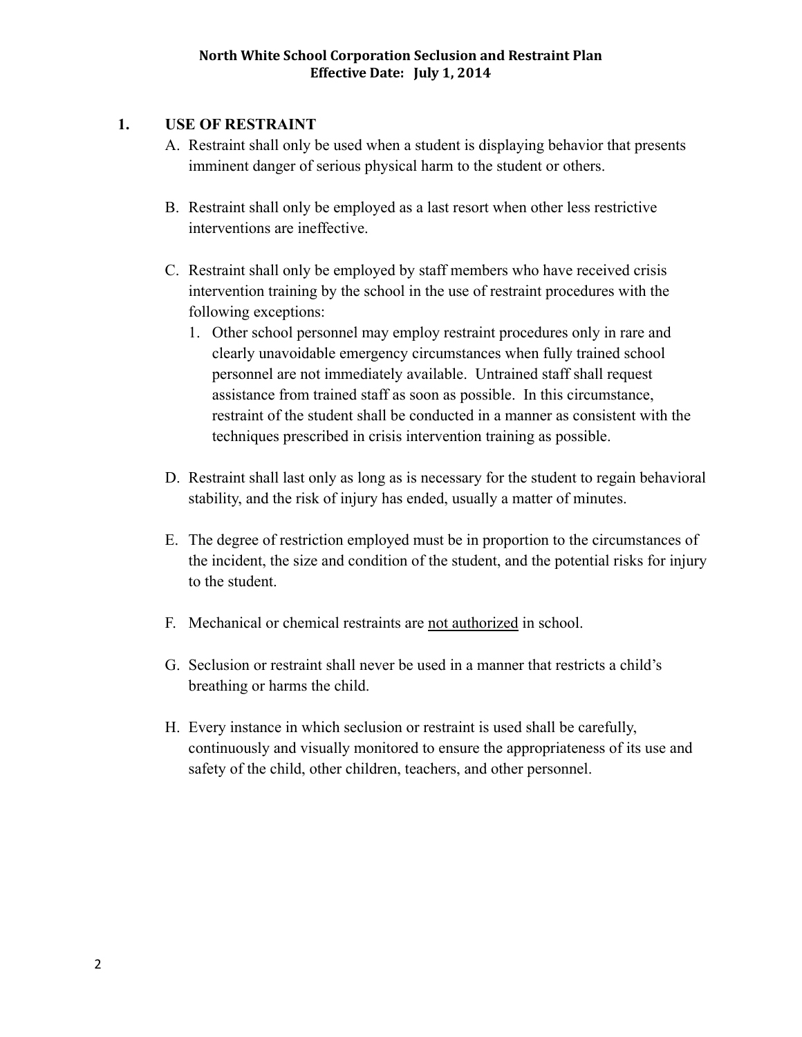## 1. USE OF RESTRAINT

A. Restraint shall only be used when a student is displaying behavior that presents imminent danger of serious physical harm to the student or others.

B. Restraint shall only be employed as a last resort when other less restrictive interventions are ineffective.

C. Restraint shall only be employed by staff members who have received crisis intervention training by the school in the use of restraint procedures with the following exceptions:
   1. Other school personnel may employ restraint procedures only in rare and clearly unavoidable emergency circumstances when fully trained school personnel are not immediately available. Untrained staff shall request assistance from trained staff as soon as possible. In this circumstance, restraint of the student shall be conducted in a manner as consistent with the techniques prescribed in crisis intervention training as possible.

D. Restraint shall last only as long as is necessary for the student to regain behavioral stability, and the risk of injury has ended, usually a matter of minutes.

E. The degree of restriction employed must be in proportion to the circumstances of the incident, the size and condition of the student, and the potential risks for injury to the student.

F. Mechanical or chemical restraints are <u>not authorized</u> in school.

G. Seclusion or restraint shall never be used in a manner that restricts a child's breathing or harms the child.

H. Every instance in which seclusion or restraint is used shall be carefully, continuously and visually monitored to ensure the appropriateness of its use and safety of the child, other children, teachers, and other personnel.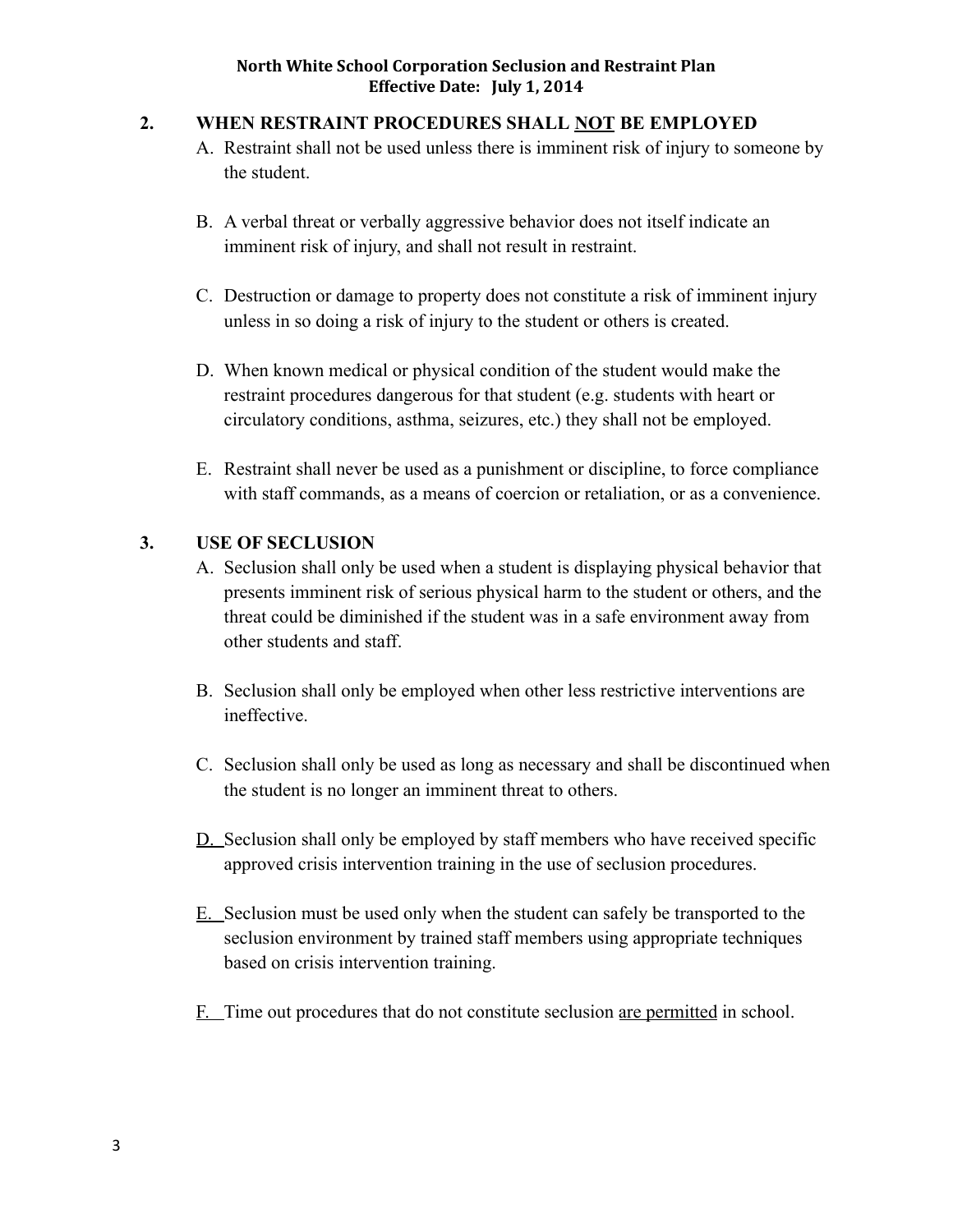## 2. WHEN RESTRAINT PROCEDURES SHALL <u>NOT</u> BE EMPLOYED

A. Restraint shall not be used unless there is imminent risk of injury to someone by the student.

B. A verbal threat or verbally aggressive behavior does not itself indicate an imminent risk of injury, and shall not result in restraint.

C. Destruction or damage to property does not constitute a risk of imminent injury unless in so doing a risk of injury to the student or others is created.

D. When known medical or physical condition of the student would make the restraint procedures dangerous for that student (e.g. students with heart or circulatory conditions, asthma, seizures, etc.) they shall not be employed.

E. Restraint shall never be used as a punishment or discipline, to force compliance with staff commands, as a means of coercion or retaliation, or as a convenience.

## 3. USE OF SECLUSION

A. Seclusion shall only be used when a student is displaying physical behavior that presents imminent risk of serious physical harm to the student or others, and the threat could be diminished if the student was in a safe environment away from other students and staff.

B. Seclusion shall only be employed when other less restrictive interventions are ineffective.

C. Seclusion shall only be used as long as necessary and shall be discontinued when the student is no longer an imminent threat to others.

D. Seclusion shall only be employed by staff members who have received specific approved crisis intervention training in the use of seclusion procedures.

E. Seclusion must be used only when the student can safely be transported to the seclusion environment by trained staff members using appropriate techniques based on crisis intervention training.

F. Time out procedures that do not constitute seclusion <u>are permitted</u> in school.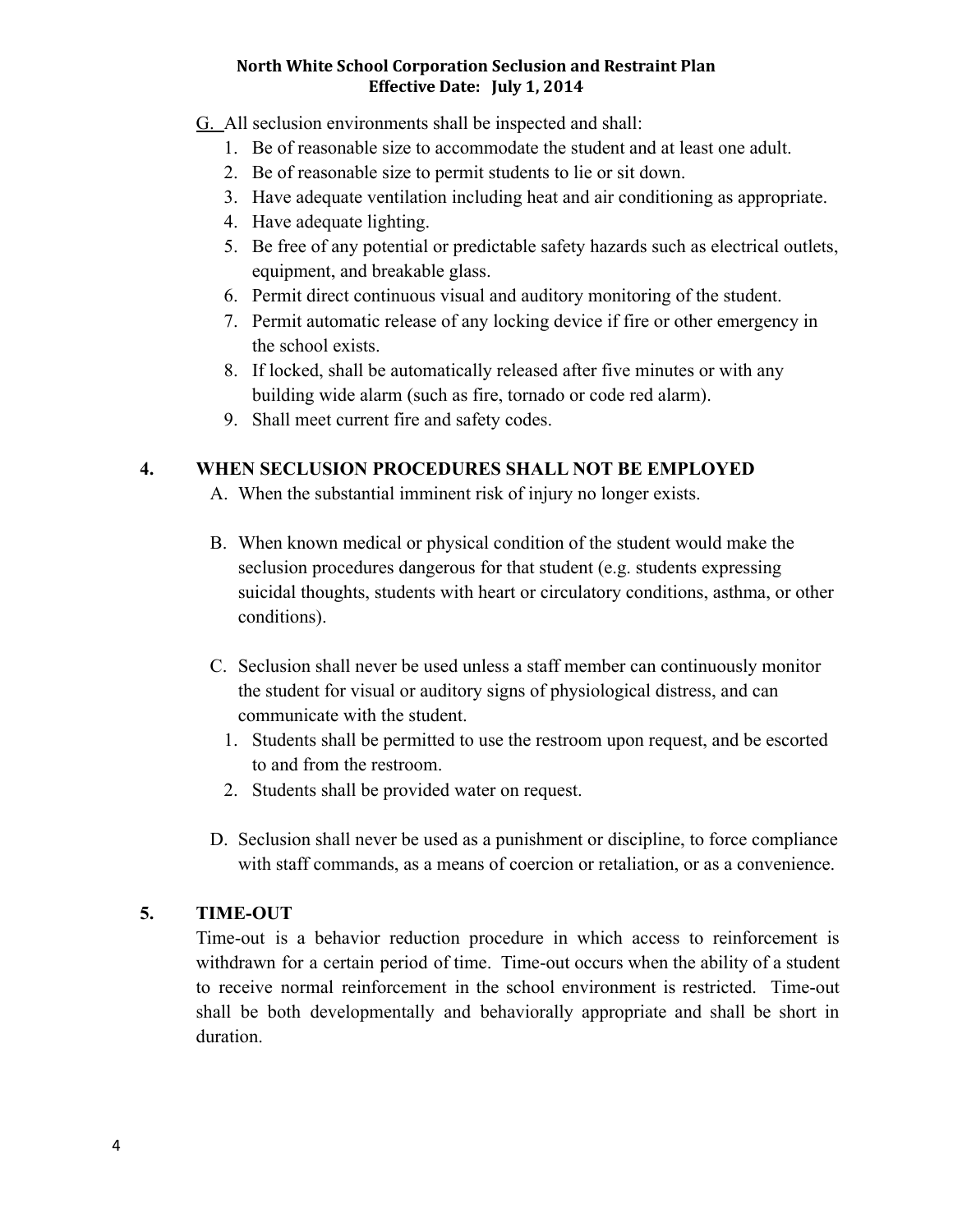<u>G.</u> All seclusion environments shall be inspected and shall:

1. Be of reasonable size to accommodate the student and at least one adult.
2. Be of reasonable size to permit students to lie or sit down.
3. Have adequate ventilation including heat and air conditioning as appropriate.
4. Have adequate lighting.
5. Be free of any potential or predictable safety hazards such as electrical outlets, equipment, and breakable glass.
6. Permit direct continuous visual and auditory monitoring of the student.
7. Permit automatic release of any locking device if fire or other emergency in the school exists.
8. If locked, shall be automatically released after five minutes or with any building wide alarm (such as fire, tornado or code red alarm).
9. Shall meet current fire and safety codes.

## 4. WHEN SECLUSION PROCEDURES SHALL NOT BE EMPLOYED

A. When the substantial imminent risk of injury no longer exists.

B. When known medical or physical condition of the student would make the seclusion procedures dangerous for that student (e.g. students expressing suicidal thoughts, students with heart or circulatory conditions, asthma, or other conditions).

C. Seclusion shall never be used unless a staff member can continuously monitor the student for visual or auditory signs of physiological distress, and can communicate with the student.

1. Students shall be permitted to use the restroom upon request, and be escorted to and from the restroom.
2. Students shall be provided water on request.

D. Seclusion shall never be used as a punishment or discipline, to force compliance with staff commands, as a means of coercion or retaliation, or as a convenience.

## 5. TIME-OUT

Time-out is a behavior reduction procedure in which access to reinforcement is withdrawn for a certain period of time. Time-out occurs when the ability of a student to receive normal reinforcement in the school environment is restricted. Time-out shall be both developmentally and behaviorally appropriate and shall be short in duration.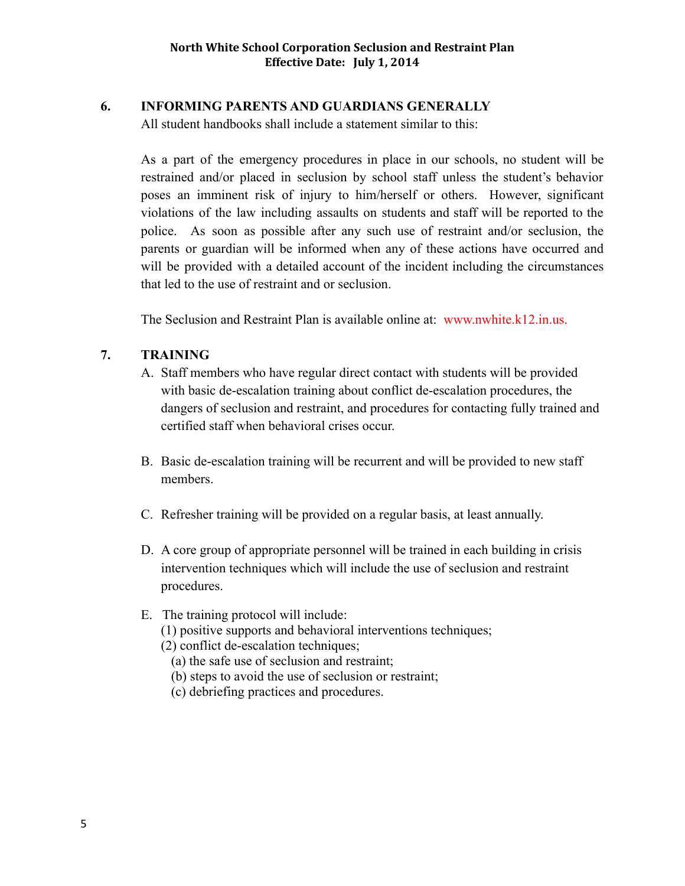## 6. INFORMING PARENTS AND GUARDIANS GENERALLY

All student handbooks shall include a statement similar to this:

As a part of the emergency procedures in place in our schools, no student will be restrained and/or placed in seclusion by school staff unless the student's behavior poses an imminent risk of injury to him/herself or others. However, significant violations of the law including assaults on students and staff will be reported to the police. As soon as possible after any such use of restraint and/or seclusion, the parents or guardian will be informed when any of these actions have occurred and will be provided with a detailed account of the incident including the circumstances that led to the use of restraint and or seclusion.

The Seclusion and Restraint Plan is available online at: www.nwhite.k12.in.us.

## 7. TRAINING

A. Staff members who have regular direct contact with students will be provided with basic de-escalation training about conflict de-escalation procedures, the dangers of seclusion and restraint, and procedures for contacting fully trained and certified staff when behavioral crises occur.

B. Basic de-escalation training will be recurrent and will be provided to new staff members.

C. Refresher training will be provided on a regular basis, at least annually.

D. A core group of appropriate personnel will be trained in each building in crisis intervention techniques which will include the use of seclusion and restraint procedures.

E. The training protocol will include:
   (1) positive supports and behavioral interventions techniques;
   (2) conflict de-escalation techniques;
      (a) the safe use of seclusion and restraint;
      (b) steps to avoid the use of seclusion or restraint;
      (c) debriefing practices and procedures.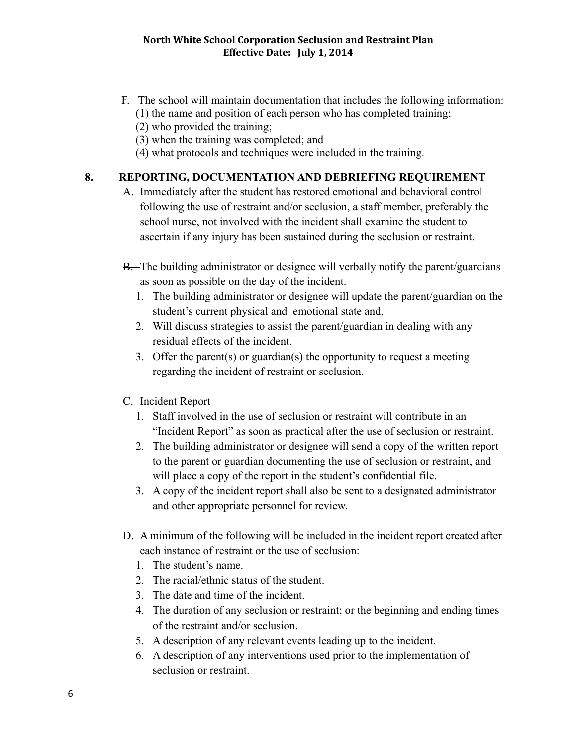F. The school will maintain documentation that includes the following information:
   (1) the name and position of each person who has completed training;
   (2) who provided the training;
   (3) when the training was completed; and
   (4) what protocols and techniques were included in the training.

## 8. REPORTING, DOCUMENTATION AND DEBRIEFING REQUIREMENT

A. Immediately after the student has restored emotional and behavioral control following the use of restraint and/or seclusion, a staff member, preferably the school nurse, not involved with the incident shall examine the student to ascertain if any injury has been sustained during the seclusion or restraint.

~~B.~~ The building administrator or designee will verbally notify the parent/guardians as soon as possible on the day of the incident.
   1. The building administrator or designee will update the parent/guardian on the student's current physical and emotional state and,
   2. Will discuss strategies to assist the parent/guardian in dealing with any residual effects of the incident.
   3. Offer the parent(s) or guardian(s) the opportunity to request a meeting regarding the incident of restraint or seclusion.

C. Incident Report
   1. Staff involved in the use of seclusion or restraint will contribute in an "Incident Report" as soon as practical after the use of seclusion or restraint.
   2. The building administrator or designee will send a copy of the written report to the parent or guardian documenting the use of seclusion or restraint, and will place a copy of the report in the student's confidential file.
   3. A copy of the incident report shall also be sent to a designated administrator and other appropriate personnel for review.

D. A minimum of the following will be included in the incident report created after each instance of restraint or the use of seclusion:
   1. The student's name.
   2. The racial/ethnic status of the student.
   3. The date and time of the incident.
   4. The duration of any seclusion or restraint; or the beginning and ending times of the restraint and/or seclusion.
   5. A description of any relevant events leading up to the incident.
   6. A description of any interventions used prior to the implementation of seclusion or restraint.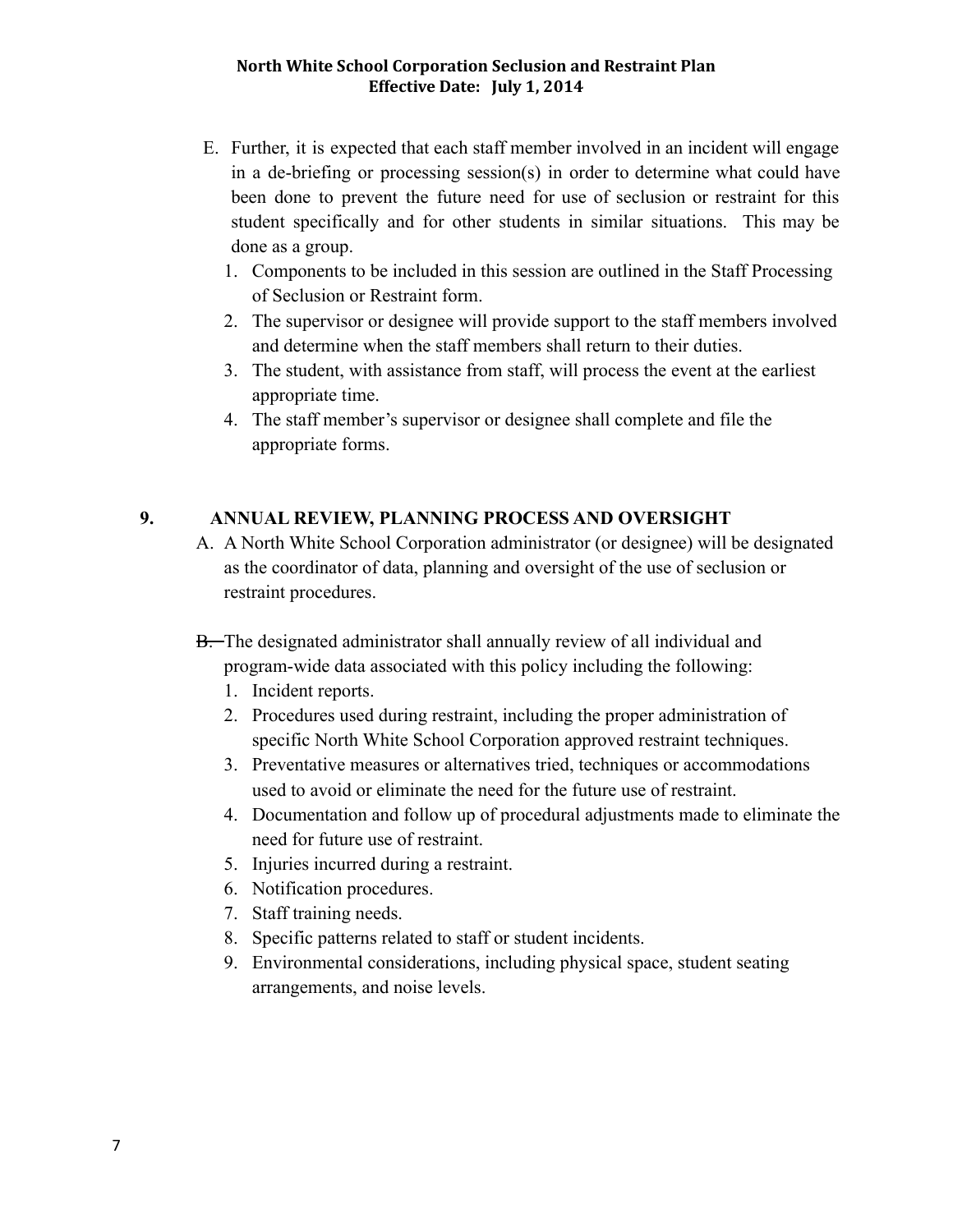E. Further, it is expected that each staff member involved in an incident will engage in a de-briefing or processing session(s) in order to determine what could have been done to prevent the future need for use of seclusion or restraint for this student specifically and for other students in similar situations. This may be done as a group.

   1. Components to be included in this session are outlined in the Staff Processing of Seclusion or Restraint form.
   2. The supervisor or designee will provide support to the staff members involved and determine when the staff members shall return to their duties.
   3. The student, with assistance from staff, will process the event at the earliest appropriate time.
   4. The staff member's supervisor or designee shall complete and file the appropriate forms.

## 9. ANNUAL REVIEW, PLANNING PROCESS AND OVERSIGHT

A. A North White School Corporation administrator (or designee) will be designated as the coordinator of data, planning and oversight of the use of seclusion or restraint procedures.

~~B.~~ The designated administrator shall annually review of all individual and program-wide data associated with this policy including the following:

   1. Incident reports.
   2. Procedures used during restraint, including the proper administration of specific North White School Corporation approved restraint techniques.
   3. Preventative measures or alternatives tried, techniques or accommodations used to avoid or eliminate the need for the future use of restraint.
   4. Documentation and follow up of procedural adjustments made to eliminate the need for future use of restraint.
   5. Injuries incurred during a restraint.
   6. Notification procedures.
   7. Staff training needs.
   8. Specific patterns related to staff or student incidents.
   9. Environmental considerations, including physical space, student seating arrangements, and noise levels.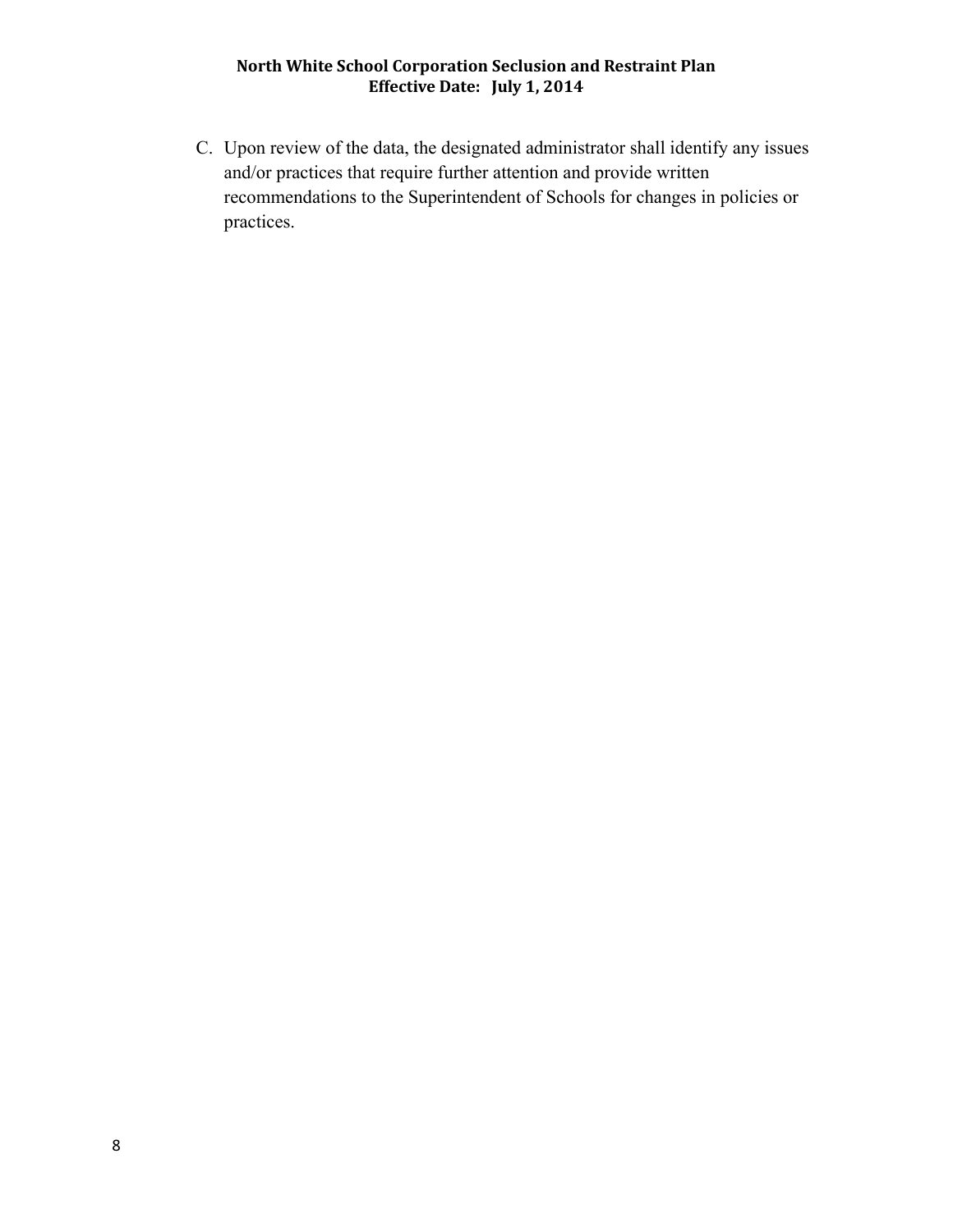C. Upon review of the data, the designated administrator shall identify any issues and/or practices that require further attention and provide written recommendations to the Superintendent of Schools for changes in policies or practices.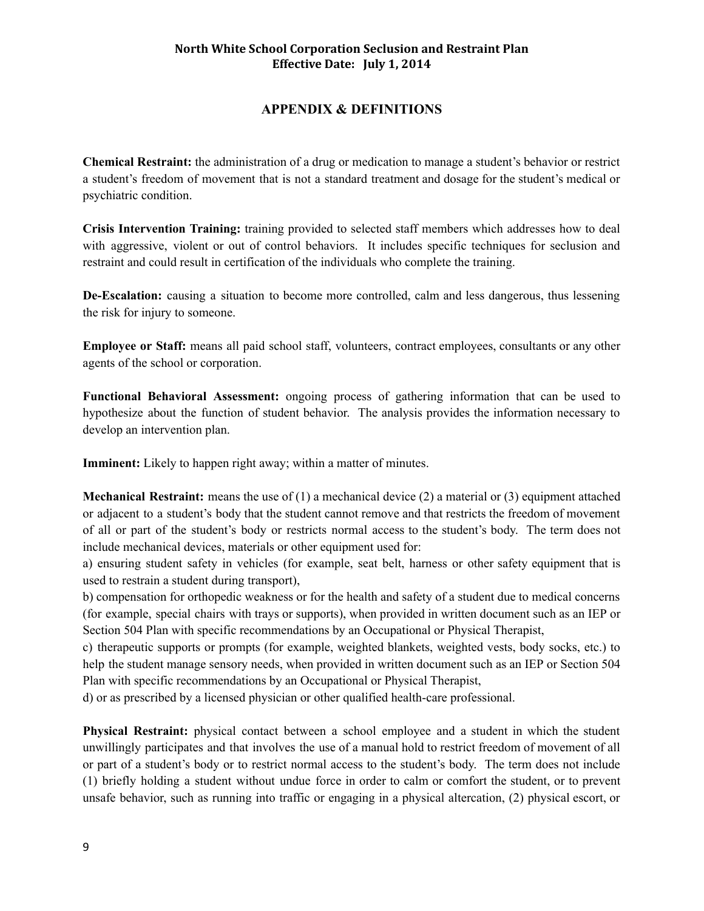## APPENDIX & DEFINITIONS

**Chemical Restraint:** the administration of a drug or medication to manage a student's behavior or restrict a student's freedom of movement that is not a standard treatment and dosage for the student's medical or psychiatric condition.

**Crisis Intervention Training:** training provided to selected staff members which addresses how to deal with aggressive, violent or out of control behaviors. It includes specific techniques for seclusion and restraint and could result in certification of the individuals who complete the training.

**De-Escalation:** causing a situation to become more controlled, calm and less dangerous, thus lessening the risk for injury to someone.

**Employee or Staff:** means all paid school staff, volunteers, contract employees, consultants or any other agents of the school or corporation.

**Functional Behavioral Assessment:** ongoing process of gathering information that can be used to hypothesize about the function of student behavior. The analysis provides the information necessary to develop an intervention plan.

**Imminent:** Likely to happen right away; within a matter of minutes.

**Mechanical Restraint:** means the use of (1) a mechanical device (2) a material or (3) equipment attached or adjacent to a student's body that the student cannot remove and that restricts the freedom of movement of all or part of the student's body or restricts normal access to the student's body. The term does not include mechanical devices, materials or other equipment used for:

a) ensuring student safety in vehicles (for example, seat belt, harness or other safety equipment that is used to restrain a student during transport),

b) compensation for orthopedic weakness or for the health and safety of a student due to medical concerns (for example, special chairs with trays or supports), when provided in written document such as an IEP or Section 504 Plan with specific recommendations by an Occupational or Physical Therapist,

c) therapeutic supports or prompts (for example, weighted blankets, weighted vests, body socks, etc.) to help the student manage sensory needs, when provided in written document such as an IEP or Section 504 Plan with specific recommendations by an Occupational or Physical Therapist,

d) or as prescribed by a licensed physician or other qualified health-care professional.

**Physical Restraint:** physical contact between a school employee and a student in which the student unwillingly participates and that involves the use of a manual hold to restrict freedom of movement of all or part of a student's body or to restrict normal access to the student's body. The term does not include (1) briefly holding a student without undue force in order to calm or comfort the student, or to prevent unsafe behavior, such as running into traffic or engaging in a physical altercation, (2) physical escort, or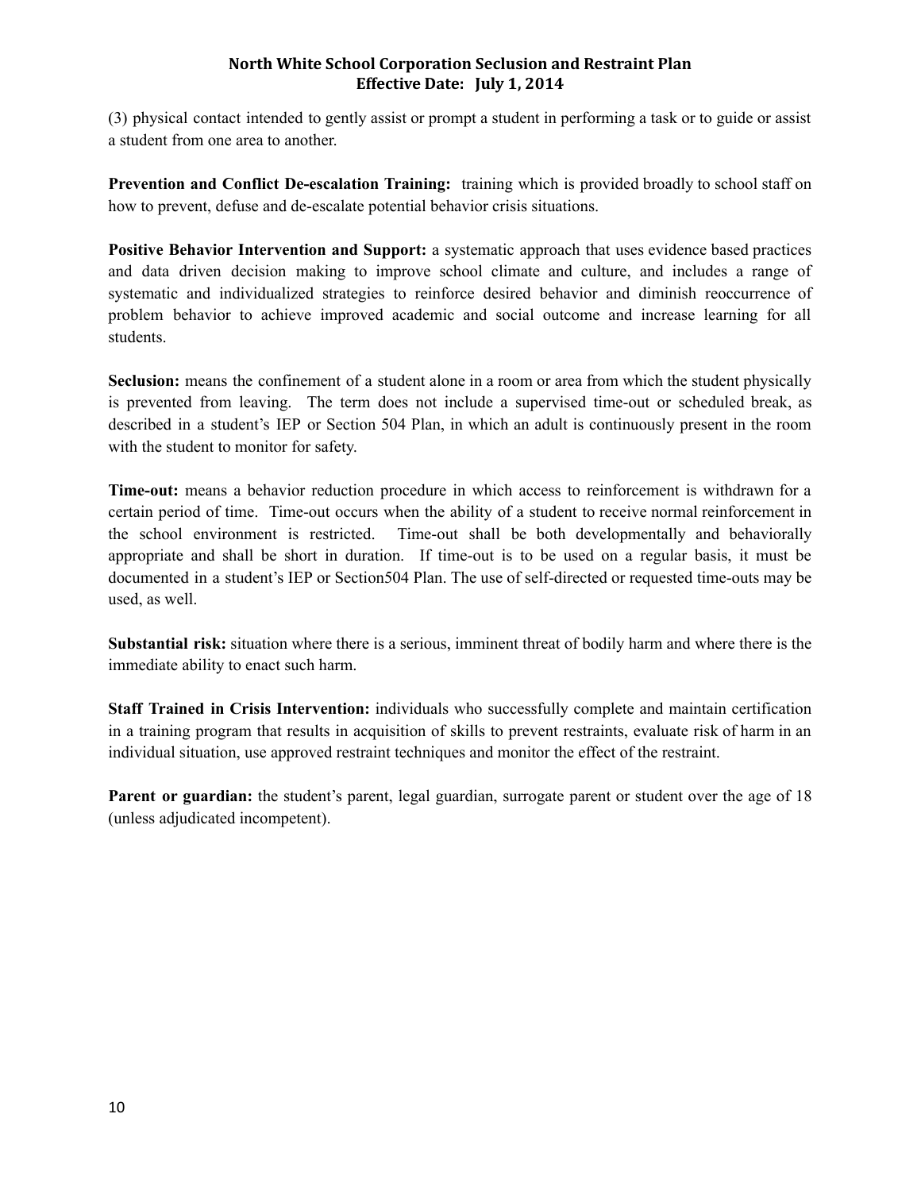(3) physical contact intended to gently assist or prompt a student in performing a task or to guide or assist a student from one area to another.

**Prevention and Conflict De-escalation Training:** training which is provided broadly to school staff on how to prevent, defuse and de-escalate potential behavior crisis situations.

**Positive Behavior Intervention and Support:** a systematic approach that uses evidence based practices and data driven decision making to improve school climate and culture, and includes a range of systematic and individualized strategies to reinforce desired behavior and diminish reoccurrence of problem behavior to achieve improved academic and social outcome and increase learning for all students.

**Seclusion:** means the confinement of a student alone in a room or area from which the student physically is prevented from leaving. The term does not include a supervised time-out or scheduled break, as described in a student's IEP or Section 504 Plan, in which an adult is continuously present in the room with the student to monitor for safety.

**Time-out:** means a behavior reduction procedure in which access to reinforcement is withdrawn for a certain period of time. Time-out occurs when the ability of a student to receive normal reinforcement in the school environment is restricted. Time-out shall be both developmentally and behaviorally appropriate and shall be short in duration. If time-out is to be used on a regular basis, it must be documented in a student's IEP or Section504 Plan. The use of self-directed or requested time-outs may be used, as well.

**Substantial risk:** situation where there is a serious, imminent threat of bodily harm and where there is the immediate ability to enact such harm.

**Staff Trained in Crisis Intervention:** individuals who successfully complete and maintain certification in a training program that results in acquisition of skills to prevent restraints, evaluate risk of harm in an individual situation, use approved restraint techniques and monitor the effect of the restraint.

**Parent or guardian:** the student's parent, legal guardian, surrogate parent or student over the age of 18 (unless adjudicated incompetent).